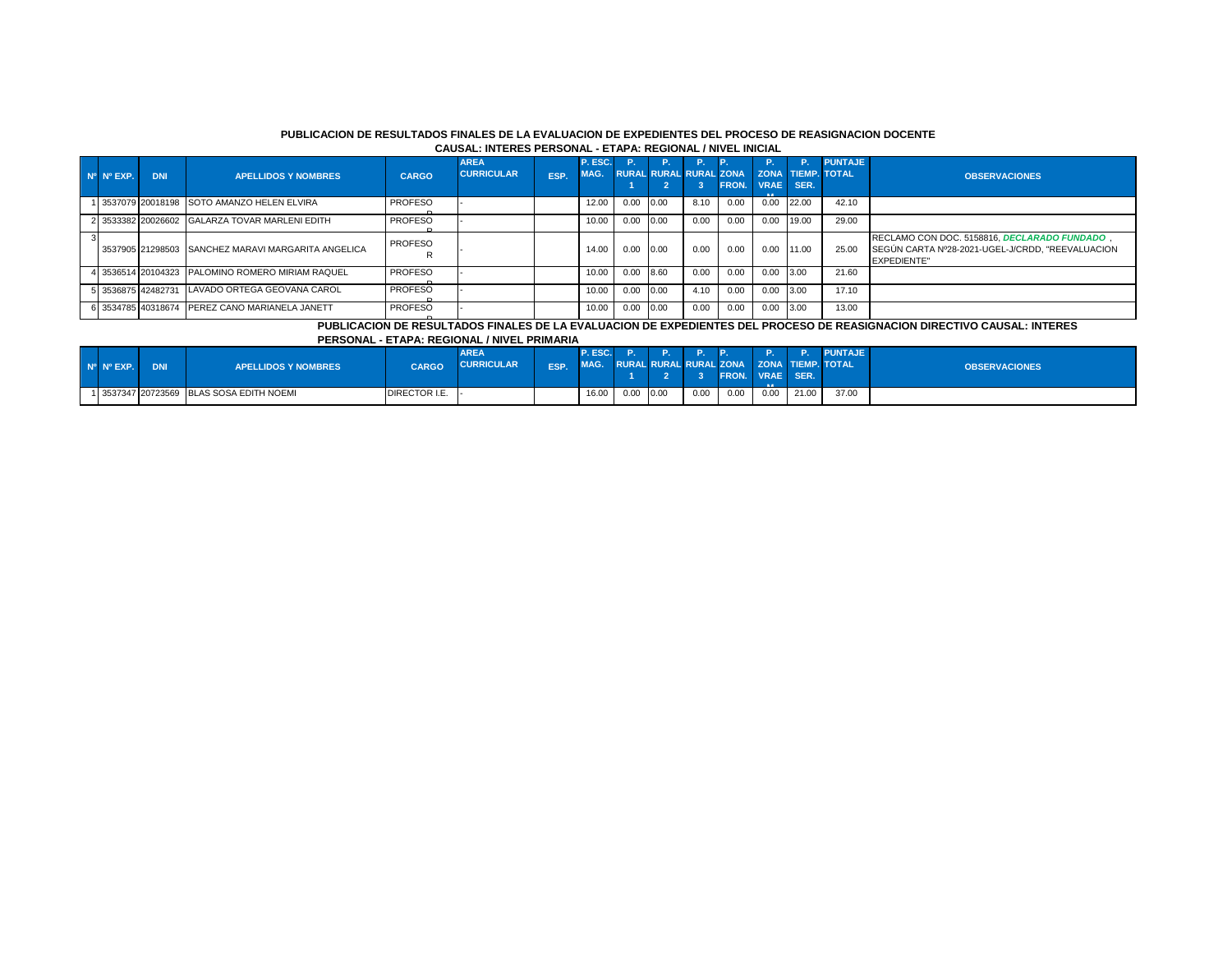**PUBLICACION DE RESULTADOS FINALES DE LA EVALUACION DE EXPEDIENTES DEL PROCESO DE REASIGNACION DOCENTE**
**CAUSAL: INTERES PERSONAL - ETAPA: REGIONAL / NIVEL INICIAL**

| Nº | Nº EXP. | DNI | APELLIDOS Y NOMBRES | CARGO | AREA CURRICULAR | ESP. | P. ESC. MAG. | P. RURAL 1 | P. RURAL 2 | P. RURAL 3 | P. ZONA FRON. | P. ZONA VRAEM | P. TIEMP. SER. | PUNTAJE TOTAL | OBSERVACIONES |
|---|---|---|---|---|---|---|---|---|---|---|---|---|---|---|---|
| 1 | 3537079 | 20018198 | SOTO AMANZO HELEN ELVIRA | PROFESOR | - | | 12.00 | 0.00 | 0.00 | 8.10 | 0.00 | 0.00 | 22.00 | 42.10 | |
| 2 | 3533382 | 20026602 | GALARZA TOVAR MARLENI EDITH | PROFESOR | - | | 10.00 | 0.00 | 0.00 | 0.00 | 0.00 | 0.00 | 19.00 | 29.00 | |
| 3 | 3537905 | 21298503 | SANCHEZ MARAVI MARGARITA ANGELICA | PROFESOR | - | | 14.00 | 0.00 | 0.00 | 0.00 | 0.00 | 0.00 | 11.00 | 25.00 | RECLAMO CON DOC. 5158816, ***DECLARADO FUNDADO*** , SEGÚN CARTA Nº28-2021-UGEL-J/CRDD, "REEVALUACION EXPEDIENTE" |
| 4 | 3536514 | 20104323 | PALOMINO ROMERO MIRIAM RAQUEL | PROFESOR | - | | 10.00 | 0.00 | 8.60 | 0.00 | 0.00 | 0.00 | 3.00 | 21.60 | |
| 5 | 3536875 | 42482731 | LAVADO ORTEGA GEOVANA CAROL | PROFESOR | - | | 10.00 | 0.00 | 0.00 | 4.10 | 0.00 | 0.00 | 3.00 | 17.10 | |
| 6 | 3534785 | 40318674 | PEREZ CANO MARIANELA JANETT | PROFESOR | - | | 10.00 | 0.00 | 0.00 | 0.00 | 0.00 | 0.00 | 3.00 | 13.00 | |

**PUBLICACION DE RESULTADOS FINALES DE LA EVALUACION DE EXPEDIENTES DEL PROCESO DE REASIGNACION DIRECTIVO CAUSAL: INTERES PERSONAL - ETAPA: REGIONAL / NIVEL PRIMARIA**

| Nº | Nº EXP. | DNI | APELLIDOS Y NOMBRES | CARGO | AREA CURRICULAR | ESP. | P. ESC. MAG. | P. RURAL 1 | P. RURAL 2 | P. RURAL 3 | P. ZONA FRON. | P. ZONA VRAEM | P. TIEMP. SER. | PUNTAJE TOTAL | OBSERVACIONES |
|---|---|---|---|---|---|---|---|---|---|---|---|---|---|---|---|
| 1 | 3537347 | 20723569 | BLAS SOSA EDITH NOEMI | DIRECTOR I.E. | - | | 16.00 | 0.00 | 0.00 | 0.00 | 0.00 | 0.00 | 21.00 | 37.00 | |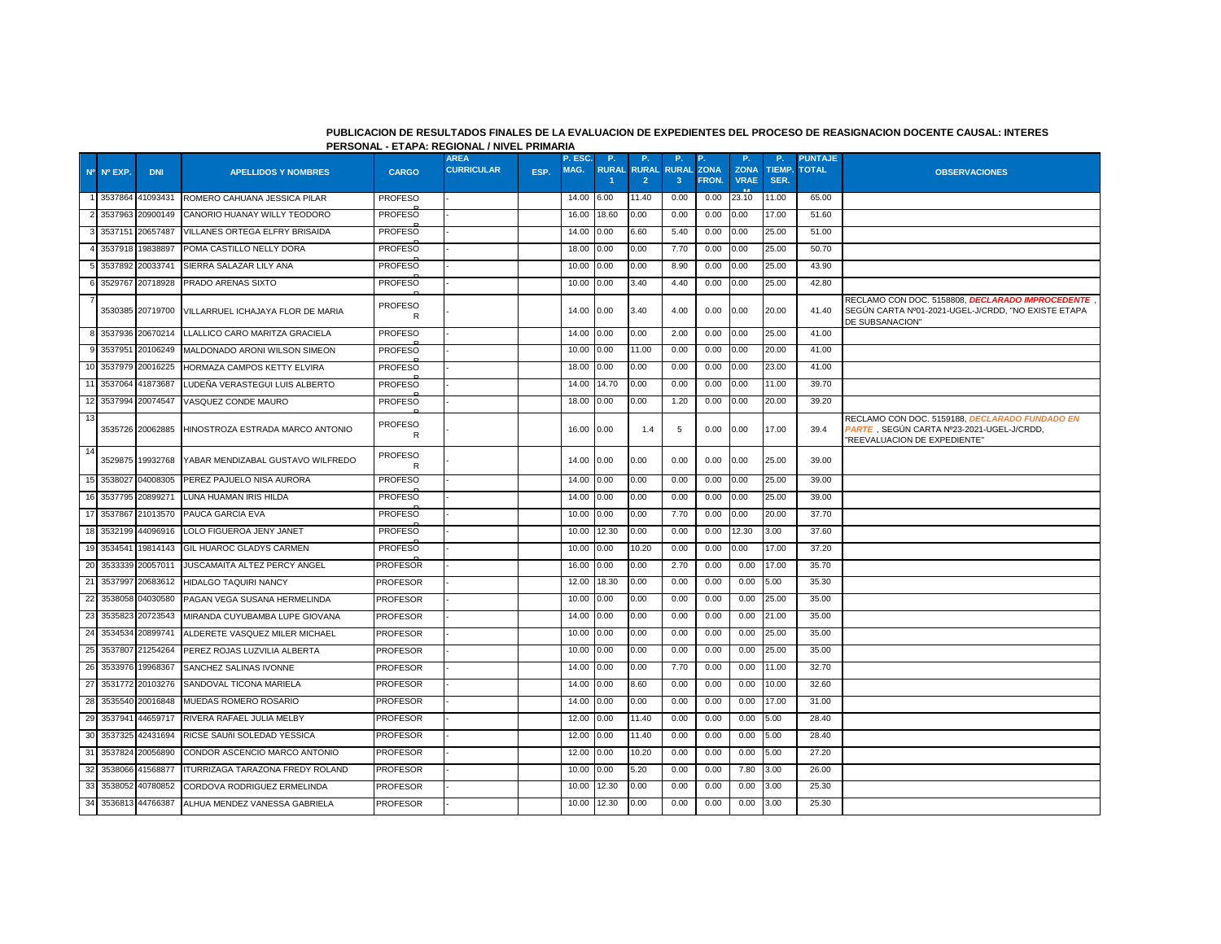**PUBLICACION DE RESULTADOS FINALES DE LA EVALUACION DE EXPEDIENTES DEL PROCESO DE REASIGNACION DOCENTE CAUSAL: INTERES PERSONAL - ETAPA: REGIONAL / NIVEL PRIMARIA**

| Nº | Nº EXP. | DNI | APELLIDOS Y NOMBRES | CARGO | AREA CURRICULAR | ESP. | P. ESC. MAG. | P. RURAL 1 | P. RURAL 2 | P. RURAL 3 | P. ZONA FRON. | P. ZONA VRAEM | P. TIEMP. SER. | PUNTAJE TOTAL | OBSERVACIONES |
|---|---|---|---|---|---|---|---|---|---|---|---|---|---|---|---|
| 1 | 3537864 | 41093431 | ROMERO CAHUANA JESSICA PILAR | PROFESOR | - | | 14.00 | 6.00 | 11.40 | 0.00 | 0.00 | 23.10 | 11.00 | 65.00 | |
| 2 | 3537963 | 20900149 | CANORIO HUANAY WILLY TEODORO | PROFESOR | - | | 16.00 | 18.60 | 0.00 | 0.00 | 0.00 | 0.00 | 17.00 | 51.60 | |
| 3 | 3537151 | 20657487 | VILLANES ORTEGA ELFRY BRISAIDA | PROFESOR | - | | 14.00 | 0.00 | 6.60 | 5.40 | 0.00 | 0.00 | 25.00 | 51.00 | |
| 4 | 3537918 | 19838897 | POMA CASTILLO NELLY DORA | PROFESOR | - | | 18.00 | 0.00 | 0.00 | 7.70 | 0.00 | 0.00 | 25.00 | 50.70 | |
| 5 | 3537892 | 20033741 | SIERRA SALAZAR LILY ANA | PROFESOR | - | | 10.00 | 0.00 | 0.00 | 8.90 | 0.00 | 0.00 | 25.00 | 43.90 | |
| 6 | 3529767 | 20718928 | PRADO ARENAS SIXTO | PROFESOR | - | | 10.00 | 0.00 | 3.40 | 4.40 | 0.00 | 0.00 | 25.00 | 42.80 | |
| 7 | 3530385 | 20719700 | VILLARRUEL ICHAJAYA FLOR DE MARIA | PROFESOR | - | | 14.00 | 0.00 | 3.40 | 4.00 | 0.00 | 0.00 | 20.00 | 41.40 | RECLAMO CON DOC. 5158808, ***DECLARADO IMPROCEDENTE***, SEGÚN CARTA Nº01-2021-UGEL-J/CRDD, "NO EXISTE ETAPA DE SUBSANACION" |
| 8 | 3537936 | 20670214 | LLALLICO CARO MARITZA GRACIELA | PROFESOR | - | | 14.00 | 0.00 | 0.00 | 2.00 | 0.00 | 0.00 | 25.00 | 41.00 | |
| 9 | 3537951 | 20106249 | MALDONADO ARONI WILSON SIMEON | PROFESOR | - | | 10.00 | 0.00 | 11.00 | 0.00 | 0.00 | 0.00 | 20.00 | 41.00 | |
| 10 | 3537979 | 20016225 | HORMAZA CAMPOS KETTY ELVIRA | PROFESOR | - | | 18.00 | 0.00 | 0.00 | 0.00 | 0.00 | 0.00 | 23.00 | 41.00 | |
| 11 | 3537064 | 41873687 | LUDEÑA VERASTEGUI LUIS ALBERTO | PROFESOR | - | | 14.00 | 14.70 | 0.00 | 0.00 | 0.00 | 0.00 | 11.00 | 39.70 | |
| 12 | 3537994 | 20074547 | VASQUEZ CONDE MAURO | PROFESOR | - | | 18.00 | 0.00 | 0.00 | 1.20 | 0.00 | 0.00 | 20.00 | 39.20 | |
| 13 | 3535726 | 20062885 | HINOSTROZA ESTRADA MARCO ANTONIO | PROFESOR | - | | 16.00 | 0.00 | 1.4 | 5 | 0.00 | 0.00 | 17.00 | 39.4 | RECLAMO CON DOC. 5159188, ***DECLARADO FUNDADO EN PARTE***, SEGÚN CARTA Nº23-2021-UGEL-J/CRDD, "REEVALUACION DE EXPEDIENTE" |
| 14 | 3529875 | 19932768 | YABAR MENDIZABAL GUSTAVO WILFREDO | PROFESOR | - | | 14.00 | 0.00 | 0.00 | 0.00 | 0.00 | 0.00 | 25.00 | 39.00 | |
| 15 | 3538027 | 04008305 | PEREZ PAJUELO NISA AURORA | PROFESOR | - | | 14.00 | 0.00 | 0.00 | 0.00 | 0.00 | 0.00 | 25.00 | 39.00 | |
| 16 | 3537795 | 20899271 | LUNA HUAMAN IRIS HILDA | PROFESOR | - | | 14.00 | 0.00 | 0.00 | 0.00 | 0.00 | 0.00 | 25.00 | 39.00 | |
| 17 | 3537867 | 21013570 | PAUCA GARCIA EVA | PROFESOR | - | | 10.00 | 0.00 | 0.00 | 7.70 | 0.00 | 0.00 | 20.00 | 37.70 | |
| 18 | 3532199 | 44096916 | LOLO FIGUEROA JENY JANET | PROFESOR | - | | 10.00 | 12.30 | 0.00 | 0.00 | 0.00 | 12.30 | 3.00 | 37.60 | |
| 19 | 3534541 | 19814143 | GIL HUAROC GLADYS CARMEN | PROFESOR | - | | 10.00 | 0.00 | 10.20 | 0.00 | 0.00 | 0.00 | 17.00 | 37.20 | |
| 20 | 3533339 | 20057011 | JUSCAMAITA ALTEZ PERCY ANGEL | PROFESOR | - | | 16.00 | 0.00 | 0.00 | 2.70 | 0.00 | 0.00 | 17.00 | 35.70 | |
| 21 | 3537997 | 20683612 | HIDALGO TAQUIRI NANCY | PROFESOR | - | | 12.00 | 18.30 | 0.00 | 0.00 | 0.00 | 0.00 | 5.00 | 35.30 | |
| 22 | 3538058 | 04030580 | PAGAN VEGA SUSANA HERMELINDA | PROFESOR | - | | 10.00 | 0.00 | 0.00 | 0.00 | 0.00 | 0.00 | 25.00 | 35.00 | |
| 23 | 3535823 | 20723543 | MIRANDA CUYUBAMBA LUPE GIOVANA | PROFESOR | - | | 14.00 | 0.00 | 0.00 | 0.00 | 0.00 | 0.00 | 21.00 | 35.00 | |
| 24 | 3534534 | 20899741 | ALDERETE VASQUEZ MILER MICHAEL | PROFESOR | - | | 10.00 | 0.00 | 0.00 | 0.00 | 0.00 | 0.00 | 25.00 | 35.00 | |
| 25 | 3537807 | 21254264 | PEREZ ROJAS LUZVILIA ALBERTA | PROFESOR | - | | 10.00 | 0.00 | 0.00 | 0.00 | 0.00 | 0.00 | 25.00 | 35.00 | |
| 26 | 3533976 | 19968367 | SANCHEZ SALINAS IVONNE | PROFESOR | - | | 14.00 | 0.00 | 0.00 | 7.70 | 0.00 | 0.00 | 11.00 | 32.70 | |
| 27 | 3531772 | 20103276 | SANDOVAL TICONA MARIELA | PROFESOR | - | | 14.00 | 0.00 | 8.60 | 0.00 | 0.00 | 0.00 | 10.00 | 32.60 | |
| 28 | 3535540 | 20016848 | MUEDAS ROMERO ROSARIO | PROFESOR | - | | 14.00 | 0.00 | 0.00 | 0.00 | 0.00 | 0.00 | 17.00 | 31.00 | |
| 29 | 3537941 | 44659717 | RIVERA RAFAEL JULIA MELBY | PROFESOR | - | | 12.00 | 0.00 | 11.40 | 0.00 | 0.00 | 0.00 | 5.00 | 28.40 | |
| 30 | 3537325 | 42431694 | RICSE SAUñI SOLEDAD YESSICA | PROFESOR | - | | 12.00 | 0.00 | 11.40 | 0.00 | 0.00 | 0.00 | 5.00 | 28.40 | |
| 31 | 3537824 | 20056890 | CONDOR ASCENCIO MARCO ANTONIO | PROFESOR | - | | 12.00 | 0.00 | 10.20 | 0.00 | 0.00 | 0.00 | 5.00 | 27.20 | |
| 32 | 3538066 | 41568877 | ITURRIZAGA TARAZONA FREDY ROLAND | PROFESOR | - | | 10.00 | 0.00 | 5.20 | 0.00 | 0.00 | 7.80 | 3.00 | 26.00 | |
| 33 | 3538052 | 40780852 | CORDOVA RODRIGUEZ ERMELINDA | PROFESOR | - | | 10.00 | 12.30 | 0.00 | 0.00 | 0.00 | 0.00 | 3.00 | 25.30 | |
| 34 | 3536813 | 44766387 | ALHUA MENDEZ VANESSA GABRIELA | PROFESOR | - | | 10.00 | 12.30 | 0.00 | 0.00 | 0.00 | 0.00 | 3.00 | 25.30 | |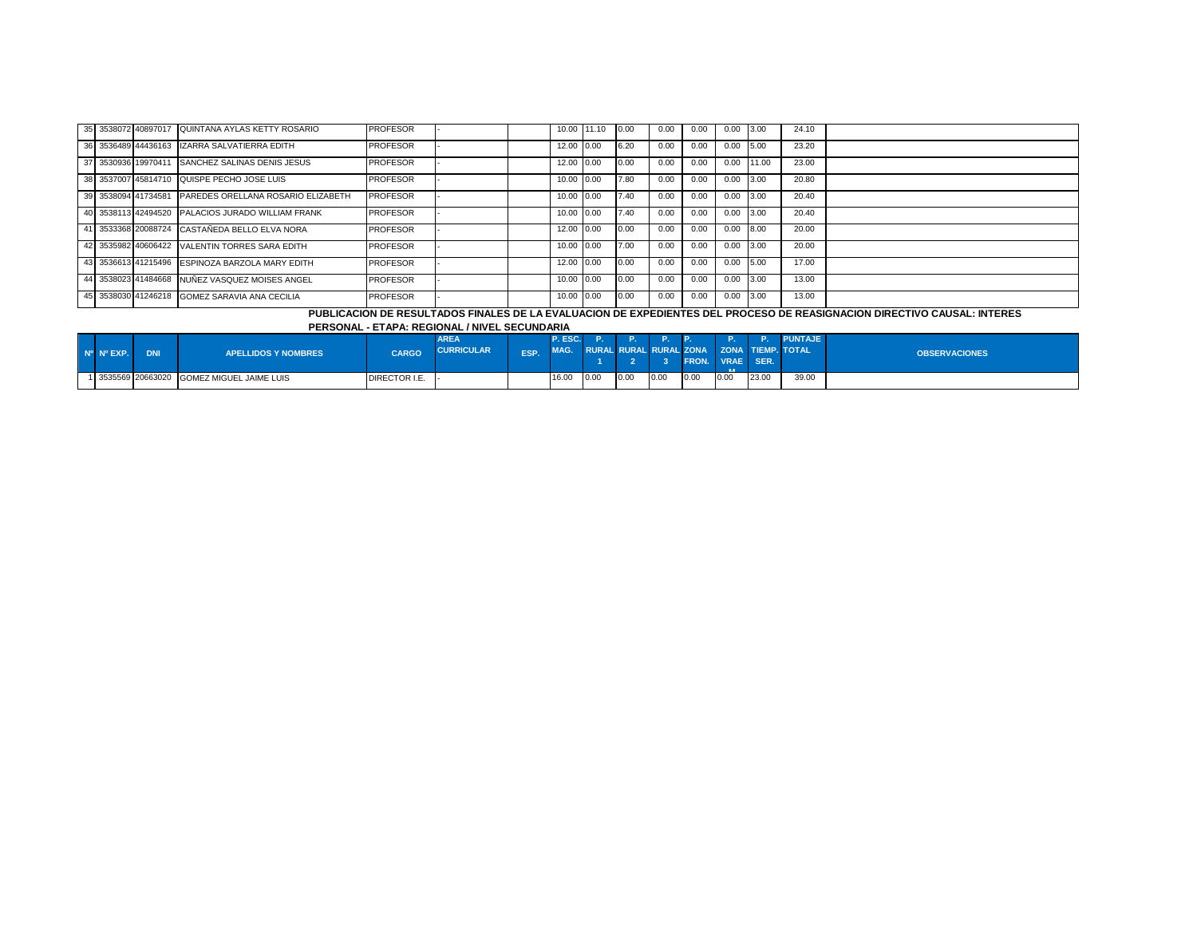| Nº | Nº EXP. | DNI | APELLIDOS Y NOMBRES | CARGO | AREA CURRICULAR | ESP. | P. ESC. MAG. | P. RURAL 1 | P. RURAL 2 | P. RURAL 3 | P. ZONA FRON. | P. ZONA VRAEM | P. TIEMP. SER. | PUNTAJE TOTAL | OBSERVACIONES |
|---|---|---|---|---|---|---|---|---|---|---|---|---|---|---|---|
| 35 | 3538072 | 40897017 | QUINTANA AYLAS KETTY ROSARIO | PROFESOR | - | | 10.00 | 11.10 | 0.00 | 0.00 | 0.00 | 0.00 | 3.00 | 24.10 | |
| 36 | 3536489 | 44436163 | IZARRA SALVATIERRA EDITH | PROFESOR | - | | 12.00 | 0.00 | 6.20 | 0.00 | 0.00 | 0.00 | 5.00 | 23.20 | |
| 37 | 3530936 | 19970411 | SANCHEZ SALINAS DENIS JESUS | PROFESOR | - | | 12.00 | 0.00 | 0.00 | 0.00 | 0.00 | 0.00 | 11.00 | 23.00 | |
| 38 | 3537007 | 45814710 | QUISPE PECHO JOSE LUIS | PROFESOR | - | | 10.00 | 0.00 | 7.80 | 0.00 | 0.00 | 0.00 | 3.00 | 20.80 | |
| 39 | 3538094 | 41734581 | PAREDES ORELLANA ROSARIO ELIZABETH | PROFESOR | - | | 10.00 | 0.00 | 7.40 | 0.00 | 0.00 | 0.00 | 3.00 | 20.40 | |
| 40 | 3538113 | 42494520 | PALACIOS JURADO WILLIAM FRANK | PROFESOR | - | | 10.00 | 0.00 | 7.40 | 0.00 | 0.00 | 0.00 | 3.00 | 20.40 | |
| 41 | 3533368 | 20088724 | CASTAÑEDA BELLO ELVA NORA | PROFESOR | - | | 12.00 | 0.00 | 0.00 | 0.00 | 0.00 | 0.00 | 8.00 | 20.00 | |
| 42 | 3535982 | 40606422 | VALENTIN TORRES SARA EDITH | PROFESOR | - | | 10.00 | 0.00 | 7.00 | 0.00 | 0.00 | 0.00 | 3.00 | 20.00 | |
| 43 | 3536613 | 41215496 | ESPINOZA BARZOLA MARY EDITH | PROFESOR | - | | 12.00 | 0.00 | 0.00 | 0.00 | 0.00 | 0.00 | 5.00 | 17.00 | |
| 44 | 3538023 | 41484668 | NUÑEZ VASQUEZ MOISES ANGEL | PROFESOR | - | | 10.00 | 0.00 | 0.00 | 0.00 | 0.00 | 0.00 | 3.00 | 13.00 | |
| 45 | 3538030 | 41246218 | GOMEZ SARAVIA ANA CECILIA | PROFESOR | - | | 10.00 | 0.00 | 0.00 | 0.00 | 0.00 | 0.00 | 3.00 | 13.00 | |

**PUBLICACION DE RESULTADOS FINALES DE LA EVALUACION DE EXPEDIENTES DEL PROCESO DE REASIGNACION DIRECTIVO CAUSAL: INTERES PERSONAL - ETAPA: REGIONAL / NIVEL SECUNDARIA**

| Nº | Nº EXP. | DNI | APELLIDOS Y NOMBRES | CARGO | AREA CURRICULAR | ESP. | P. ESC. MAG. | P. RURAL 1 | P. RURAL 2 | P. RURAL 3 | P. ZONA FRON. | P. ZONA VRAEM | P. TIEMP. SER. | PUNTAJE TOTAL | OBSERVACIONES |
|---|---|---|---|---|---|---|---|---|---|---|---|---|---|---|---|
| 1 | 3535569 | 20663020 | GOMEZ MIGUEL JAIME LUIS | DIRECTOR I.E. | - | | 16.00 | 0.00 | 0.00 | 0.00 | 0.00 | 0.00 | 23.00 | 39.00 | |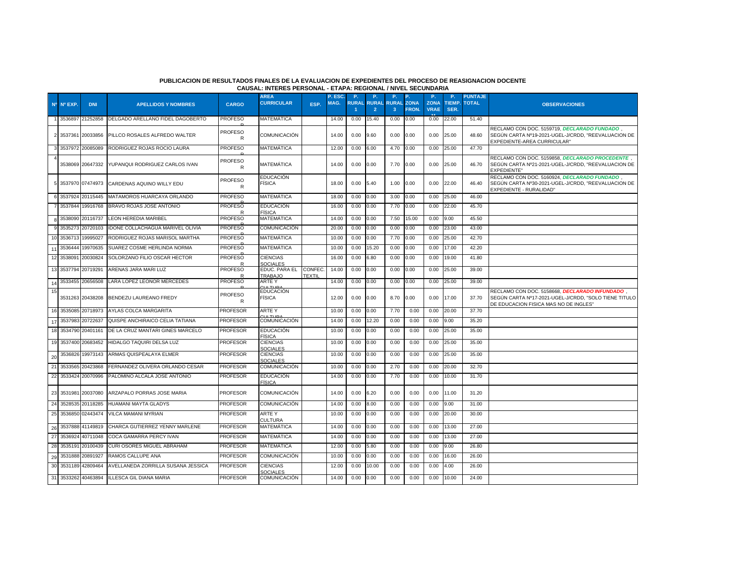## PUBLICACION DE RESULTADOS FINALES DE LA EVALUACION DE EXPEDIENTES DEL PROCESO DE REASIGNACION DOCENTE
### CAUSAL: INTERES PERSONAL - ETAPA: REGIONAL / NIVEL SECUNDARIA

| Nº | Nº EXP. | DNI | APELLIDOS Y NOMBRES | CARGO | AREA CURRICULAR | ESP. | P. ESC. MAG. | P. RURAL 1 | P. RURAL 2 | P. RURAL 3 | P. ZONA FRON. | P. ZONA VRAE | P. TIEMP. SER. | PUNTAJE TOTAL | OBSERVACIONES |
|---|---|---|---|---|---|---|---|---|---|---|---|---|---|---|---|
| 1 | 3536897 | 21252858 | DELGADO ARELLANO FIDEL DAGOBERTO | PROFESOR | MATEMÁTICA | | 14.00 | 0.00 | 15.40 | 0.00 | 0.00 | 0.00 | 22.00 | 51.40 | |
| 2 | 3537361 | 20033856 | PILLCO ROSALES ALFREDO WALTER | PROFESOR | COMUNICACIÓN | | 14.00 | 0.00 | 9.60 | 0.00 | 0.00 | 0.00 | 25.00 | 48.60 | RECLAMO CON DOC. 5159719, ***DECLARADO FUNDADO*** , SEGÚN CARTA Nº19-2021-UGEL-J/CRDD, "REEVALUACION DE EXPEDIENTE-AREA CURRICULAR" |
| 3 | 3537972 | 20085089 | RODRIGUEZ ROJAS ROCIO LAURA | PROFESOR | MATEMÁTICA | | 12.00 | 0.00 | 6.00 | 4.70 | 0.00 | 0.00 | 25.00 | 47.70 | |
| 4 | 3538069 | 20647332 | YUPANQUI RODRIGUEZ CARLOS IVAN | PROFESOR | MATEMÁTICA | | 14.00 | 0.00 | 0.00 | 7.70 | 0.00 | 0.00 | 25.00 | 46.70 | RECLAMO CON DOC. 5159858, ***DECLARADO PROCEDENTE*** , SEGÚN CARTA Nº21-2021-UGEL-J/CRDD, "REEVALUACION DE EXPEDIENTE" |
| 5 | 3537970 | 07474973 | CARDENAS AQUINO WILLY EDU | PROFESOR | EDUCACIÓN FÍSICA | | 18.00 | 0.00 | 5.40 | 1.00 | 0.00 | 0.00 | 22.00 | 46.40 | RECLAMO CON DOC. 5160924, ***DECLARADO FUNDADO*** , SEGÚN CARTA Nº30-2021-UGEL-J/CRDD, "REEVALUACION DE EXPEDIENTE - RURALIDAD" |
| 6 | 3537924 | 20115445 | MATAMOROS HUARCAYA ORLANDO | PROFESOR | MATEMÁTICA | | 18.00 | 0.00 | 0.00 | 3.00 | 0.00 | 0.00 | 25.00 | 46.00 | |
| 7 | 3537844 | 19916768 | BRAVO ROJAS JOSE ANTONIO | PROFESOR | EDUCACIÓN FÍSICA | | 16.00 | 0.00 | 0.00 | 7.70 | 0.00 | 0.00 | 22.00 | 45.70 | |
| 8 | 3538090 | 20116737 | LEON HEREDIA MARIBEL | PROFESOR | MATEMÁTICA | | 14.00 | 0.00 | 0.00 | 7.50 | 15.00 | 0.00 | 9.00 | 45.50 | |
| 9 | 3535273 | 20720103 | IDONE COLLACHAGUA MARIVEL OLIVIA | PROFESOR | COMUNICACIÓN | | 20.00 | 0.00 | 0.00 | 0.00 | 0.00 | 0.00 | 23.00 | 43.00 | |
| 10 | 3536713 | 19995027 | RODRIGUEZ ROJAS MARISOL MARTHA | PROFESOR | MATEMÁTICA | | 10.00 | 0.00 | 0.00 | 7.70 | 0.00 | 0.00 | 25.00 | 42.70 | |
| 11 | 3536444 | 19970635 | SUAREZ COSME HERLINDA NORMA | PROFESOR | MATEMÁTICA | | 10.00 | 0.00 | 15.20 | 0.00 | 0.00 | 0.00 | 17.00 | 42.20 | |
| 12 | 3538091 | 20030824 | SOLORZANO FILIO OSCAR HECTOR | PROFESOR | CIENCIAS SOCIALES | | 16.00 | 0.00 | 6.80 | 0.00 | 0.00 | 0.00 | 19.00 | 41.80 | |
| 13 | 3537794 | 20719291 | ARENAS JARA MARI LUZ | PROFESOR | EDUC. PARA EL TRABAJO | CONFEC. TEXTIL | 14.00 | 0.00 | 0.00 | 0.00 | 0.00 | 0.00 | 25.00 | 39.00 | |
| 14 | 3533455 | 20656508 | LARA LOPEZ LEONOR MERCEDES | PROFESOR | ARTE Y CULTURA | | 14.00 | 0.00 | 0.00 | 0.00 | 0.00 | 0.00 | 25.00 | 39.00 | |
| 15 | 3531263 | 20438208 | BENDEZU LAUREANO FREDY | PROFESOR | EDUCACIÓN FÍSICA | | 12.00 | 0.00 | 0.00 | 8.70 | 0.00 | 0.00 | 17.00 | 37.70 | RECLAMO CON DOC. 5158668, ***DECLARADO INFUNDADO*** , SEGÚN CARTA Nº17-2021-UGEL-J/CRDD, "SOLO TIENE TITULO DE EDUCACION FISICA MAS NO DE INGLES" |
| 16 | 3535085 | 20718973 | AYLAS COLCA MARGARITA | PROFESOR | ARTE Y CULTURA | | 10.00 | 0.00 | 0.00 | 7.70 | 0.00 | 0.00 | 20.00 | 37.70 | |
| 17 | 3537983 | 20722637 | QUISPE ANCHIRAICO CELIA TATIANA | PROFESOR | COMUNICACIÓN | | 14.00 | 0.00 | 12.20 | 0.00 | 0.00 | 0.00 | 9.00 | 35.20 | |
| 18 | 3534790 | 20401161 | DE LA CRUZ MANTARI GINES MARCELO | PROFESOR | EDUCACIÓN FÍSICA | | 10.00 | 0.00 | 0.00 | 0.00 | 0.00 | 0.00 | 25.00 | 35.00 | |
| 19 | 3537400 | 20683452 | HIDALGO TAQUIRI DELSA LUZ | PROFESOR | CIENCIAS SOCIALES | | 10.00 | 0.00 | 0.00 | 0.00 | 0.00 | 0.00 | 25.00 | 35.00 | |
| 20 | 3536826 | 19973143 | ARMAS QUISPEALAYA ELMER | PROFESOR | CIENCIAS SOCIALES | | 10.00 | 0.00 | 0.00 | 0.00 | 0.00 | 0.00 | 25.00 | 35.00 | |
| 21 | 3533565 | 20423868 | FERNANDEZ OLIVERA ORLANDO CESAR | PROFESOR | COMUNICACIÓN | | 10.00 | 0.00 | 0.00 | 2.70 | 0.00 | 0.00 | 20.00 | 32.70 | |
| 22 | 3533424 | 20070996 | PALOMINO ALCALA JOSE ANTONIO | PROFESOR | EDUCACIÓN FÍSICA | | 14.00 | 0.00 | 0.00 | 7.70 | 0.00 | 0.00 | 10.00 | 31.70 | |
| 23 | 3531981 | 20037080 | ARZAPALO PORRAS JOSE MARIA | PROFESOR | COMUNICACIÓN | | 14.00 | 0.00 | 6.20 | 0.00 | 0.00 | 0.00 | 11.00 | 31.20 | |
| 24 | 3528535 | 20118285 | HUAMANI MAYTA GLADYS | PROFESOR | COMUNICACIÓN | | 14.00 | 0.00 | 8.00 | 0.00 | 0.00 | 0.00 | 9.00 | 31.00 | |
| 25 | 3536850 | 02443474 | VILCA MAMANI MYRIAN | PROFESOR | ARTE Y CULTURA | | 10.00 | 0.00 | 0.00 | 0.00 | 0.00 | 0.00 | 20.00 | 30.00 | |
| 26 | 3537888 | 41149819 | CHARCA GUTIERREZ YENNY MARLENE | PROFESOR | MATEMÁTICA | | 14.00 | 0.00 | 0.00 | 0.00 | 0.00 | 0.00 | 13.00 | 27.00 | |
| 27 | 3536924 | 40711048 | COCA GAMARRA PERCY IVAN | PROFESOR | MATEMÁTICA | | 14.00 | 0.00 | 0.00 | 0.00 | 0.00 | 0.00 | 13.00 | 27.00 | |
| 28 | 3535191 | 20100439 | CURI OSORES MIGUEL ABRAHAM | PROFESOR | MATEMÁTICA | | 12.00 | 0.00 | 5.80 | 0.00 | 0.00 | 0.00 | 9.00 | 26.80 | |
| 29 | 3531888 | 20891927 | RAMOS CALLUPE ANA | PROFESOR | COMUNICACIÓN | | 10.00 | 0.00 | 0.00 | 0.00 | 0.00 | 0.00 | 16.00 | 26.00 | |
| 30 | 3531189 | 42809464 | AVELLANEDA ZORRILLA SUSANA JESSICA | PROFESOR | CIENCIAS SOCIALES | | 12.00 | 0.00 | 10.00 | 0.00 | 0.00 | 0.00 | 4.00 | 26.00 | |
| 31 | 3533262 | 40463894 | ILLESCA GIL DIANA MARIA | PROFESOR | COMUNICACIÓN | | 14.00 | 0.00 | 0.00 | 0.00 | 0.00 | 0.00 | 10.00 | 24.00 | |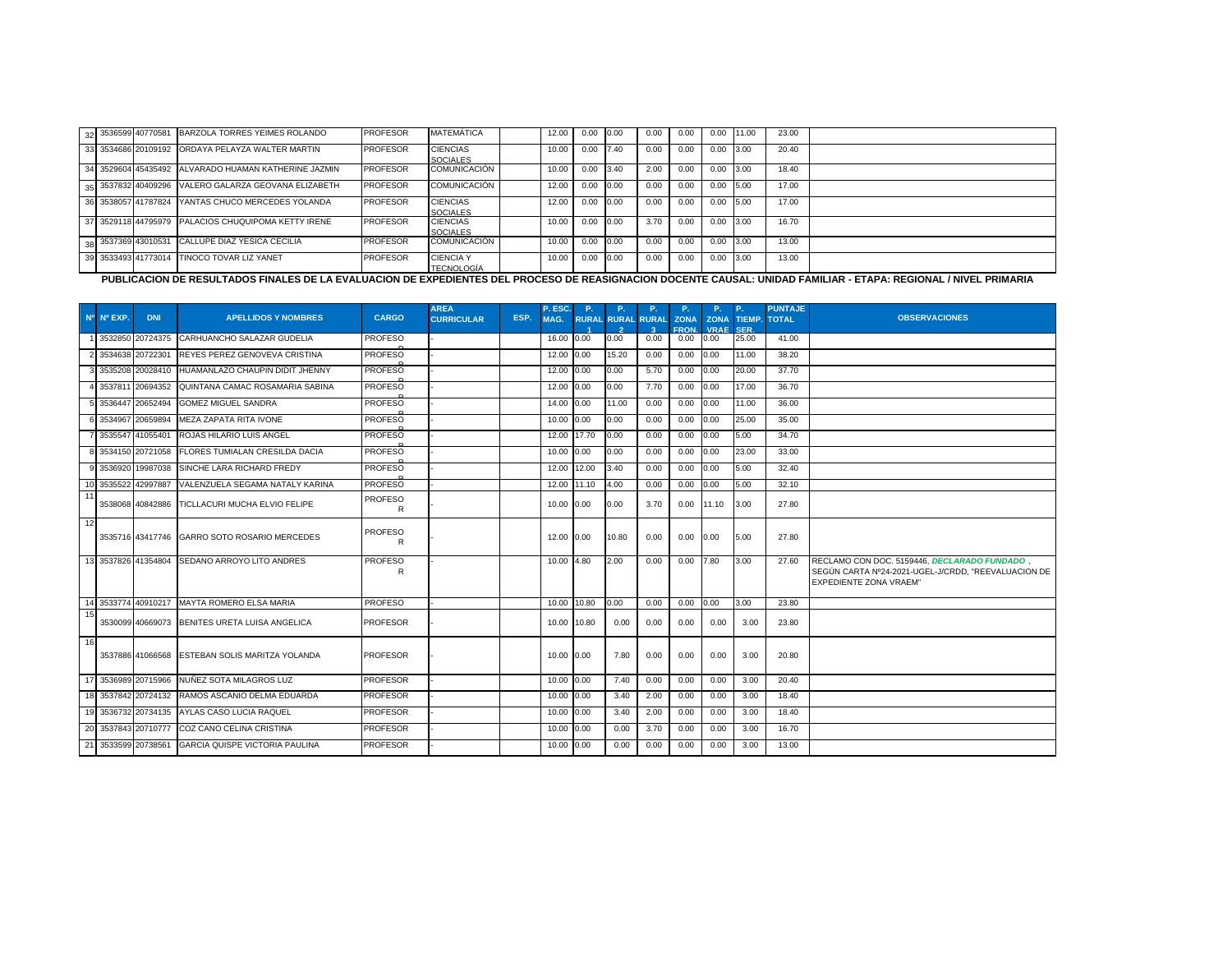| 32 | 3536599 | 40770581 | BARZOLA TORRES YEIMES ROLANDO | PROFESOR | MATEMÁTICA | | 12.00 | 0.00 | 0.00 | 0.00 | 0.00 | 0.00 | 11.00 | 23.00 | |
|---|---|---|---|---|---|---|---|---|---|---|---|---|---|---|---|
| 33 | 3534686 | 20109192 | ORDAYA PELAYZA WALTER MARTIN | PROFESOR | CIENCIAS SOCIALES | | 10.00 | 0.00 | 7.40 | 0.00 | 0.00 | 0.00 | 3.00 | 20.40 | |
| 34 | 3529604 | 45435492 | ALVARADO HUAMAN KATHERINE JAZMIN | PROFESOR | COMUNICACIÓN | | 10.00 | 0.00 | 3.40 | 2.00 | 0.00 | 0.00 | 3.00 | 18.40 | |
| 35 | 3537832 | 40409296 | VALERO GALARZA GEOVANA ELIZABETH | PROFESOR | COMUNICACIÓN | | 12.00 | 0.00 | 0.00 | 0.00 | 0.00 | 0.00 | 5.00 | 17.00 | |
| 36 | 3538057 | 41787824 | YANTAS CHUCO MERCEDES YOLANDA | PROFESOR | CIENCIAS SOCIALES | | 12.00 | 0.00 | 0.00 | 0.00 | 0.00 | 0.00 | 5.00 | 17.00 | |
| 37 | 3529118 | 44795979 | PALACIOS CHUQUIPOMA KETTY IRENE | PROFESOR | CIENCIAS SOCIALES | | 10.00 | 0.00 | 0.00 | 3.70 | 0.00 | 0.00 | 3.00 | 16.70 | |
| 38 | 3537369 | 43010531 | CALLUPE DIAZ YESICA CECILIA | PROFESOR | COMUNICACIÓN | | 10.00 | 0.00 | 0.00 | 0.00 | 0.00 | 0.00 | 3.00 | 13.00 | |
| 39 | 3533493 | 41773014 | TINOCO TOVAR LIZ YANET | PROFESOR | CIENCIA Y TECNOLOGÍA | | 10.00 | 0.00 | 0.00 | 0.00 | 0.00 | 0.00 | 3.00 | 13.00 | |

**PUBLICACION DE RESULTADOS FINALES DE LA EVALUACION DE EXPEDIENTES DEL PROCESO DE REASIGNACION DOCENTE CAUSAL: UNIDAD FAMILIAR - ETAPA: REGIONAL / NIVEL PRIMARIA**

| Nº | Nº EXP. | DNI | APELLIDOS Y NOMBRES | CARGO | AREA CURRICULAR | ESP. | P. ESC. MAG. | P. RURAL 1 | P. RURAL 2 | P. RURAL 3 | P. ZONA FRON. | P. ZONA VRAE | P. TIEMP. SER. | PUNTAJE TOTAL | OBSERVACIONES |
|---|---|---|---|---|---|---|---|---|---|---|---|---|---|---|---|
| 1 | 3532850 | 20724375 | CARHUANCHO SALAZAR GUDELIA | PROFESOR | - | | 16.00 | 0.00 | 0.00 | 0.00 | 0.00 | 0.00 | 25.00 | 41.00 | |
| 2 | 3534638 | 20722301 | REYES PEREZ GENOVEVA CRISTINA | PROFESOR | - | | 12.00 | 0.00 | 15.20 | 0.00 | 0.00 | 0.00 | 11.00 | 38.20 | |
| 3 | 3535208 | 20028410 | HUAMANLAZO CHAUPIN DIDIT JHENNY | PROFESOR | - | | 12.00 | 0.00 | 0.00 | 5.70 | 0.00 | 0.00 | 20.00 | 37.70 | |
| 4 | 3537811 | 20694352 | QUINTANA CAMAC ROSAMARIA SABINA | PROFESOR | - | | 12.00 | 0.00 | 0.00 | 7.70 | 0.00 | 0.00 | 17.00 | 36.70 | |
| 5 | 3536447 | 20652494 | GOMEZ MIGUEL SANDRA | PROFESOR | - | | 14.00 | 0.00 | 11.00 | 0.00 | 0.00 | 0.00 | 11.00 | 36.00 | |
| 6 | 3534967 | 20659894 | MEZA ZAPATA RITA IVONE | PROFESOR | - | | 10.00 | 0.00 | 0.00 | 0.00 | 0.00 | 0.00 | 25.00 | 35.00 | |
| 7 | 3535547 | 41055401 | ROJAS HILARIO LUIS ANGEL | PROFESOR | - | | 12.00 | 17.70 | 0.00 | 0.00 | 0.00 | 0.00 | 5.00 | 34.70 | |
| 8 | 3534150 | 20721058 | FLORES TUMIALAN CRESILDA DACIA | PROFESOR | - | | 10.00 | 0.00 | 0.00 | 0.00 | 0.00 | 0.00 | 23.00 | 33.00 | |
| 9 | 3536920 | 19987038 | SINCHE LARA RICHARD FREDY | PROFESOR | - | | 12.00 | 12.00 | 3.40 | 0.00 | 0.00 | 0.00 | 5.00 | 32.40 | |
| 10 | 3535522 | 42997887 | VALENZUELA SEGAMA NATALY KARINA | PROFESOR | - | | 12.00 | 11.10 | 4.00 | 0.00 | 0.00 | 0.00 | 5.00 | 32.10 | |
| 11 | 3538068 | 40842886 | TICLLACURI MUCHA ELVIO FELIPE | PROFESOR | - | | 10.00 | 0.00 | 0.00 | 3.70 | 0.00 | 11.10 | 3.00 | 27.80 | |
| 12 | 3535716 | 43417746 | GARRO SOTO ROSARIO MERCEDES | PROFESOR | - | | 12.00 | 0.00 | 10.80 | 0.00 | 0.00 | 0.00 | 5.00 | 27.80 | |
| 13 | 3537826 | 41354804 | SEDANO ARROYO LITO ANDRES | PROFESOR | - | | 10.00 | 4.80 | 2.00 | 0.00 | 0.00 | 7.80 | 3.00 | 27.60 | RECLAMO CON DOC. 5159446, ***DECLARADO FUNDADO***, SEGÚN CARTA Nº24-2021-UGEL-J/CRDD, "REEVALUACION DE EXPEDIENTE ZONA VRAEM" |
| 14 | 3533774 | 40910217 | MAYTA ROMERO ELSA MARIA | PROFESOR | - | | 10.00 | 10.80 | 0.00 | 0.00 | 0.00 | 0.00 | 3.00 | 23.80 | |
| 15 | 3530099 | 40669073 | BENITES URETA LUISA ANGELICA | PROFESOR | - | | 10.00 | 10.80 | 0.00 | 0.00 | 0.00 | 0.00 | 3.00 | 23.80 | |
| 16 | 3537886 | 41066568 | ESTEBAN SOLIS MARITZA YOLANDA | PROFESOR | - | | 10.00 | 0.00 | 7.80 | 0.00 | 0.00 | 0.00 | 3.00 | 20.80 | |
| 17 | 3536989 | 20715966 | NUÑEZ SOTA MILAGROS LUZ | PROFESOR | - | | 10.00 | 0.00 | 7.40 | 0.00 | 0.00 | 0.00 | 3.00 | 20.40 | |
| 18 | 3537842 | 20724132 | RAMOS ASCANIO DELMA EDUARDA | PROFESOR | - | | 10.00 | 0.00 | 3.40 | 2.00 | 0.00 | 0.00 | 3.00 | 18.40 | |
| 19 | 3536732 | 20734135 | AYLAS CASO LUCIA RAQUEL | PROFESOR | - | | 10.00 | 0.00 | 3.40 | 2.00 | 0.00 | 0.00 | 3.00 | 18.40 | |
| 20 | 3537843 | 20710777 | COZ CANO CELINA CRISTINA | PROFESOR | - | | 10.00 | 0.00 | 0.00 | 3.70 | 0.00 | 0.00 | 3.00 | 16.70 | |
| 21 | 3533599 | 20738561 | GARCIA QUISPE VICTORIA PAULINA | PROFESOR | - | | 10.00 | 0.00 | 0.00 | 0.00 | 0.00 | 0.00 | 3.00 | 13.00 | |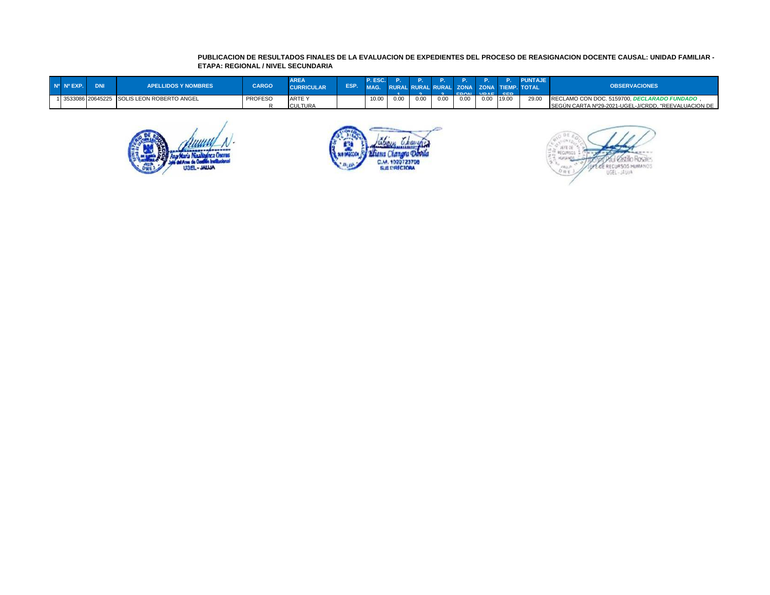**PUBLICACION DE RESULTADOS FINALES DE LA EVALUACION DE EXPEDIENTES DEL PROCESO DE REASIGNACION DOCENTE CAUSAL: UNIDAD FAMILIAR - ETAPA: REGIONAL / NIVEL SECUNDARIA**

| Nº | Nº EXP. | DNI | APELLIDOS Y NOMBRES | CARGO | AREA CURRICULAR | ESP. | P. ESC. MAG. | P. RURAL 1 | P. RURAL 2 | P. RURAL 3 | P. ZONA FRON | P. ZONA VRAE | P. TIEMP. SER | PUNTAJE TOTAL | OBSERVACIONES |
|---|---|---|---|---|---|---|---|---|---|---|---|---|---|---|---|
| 1 | 3533086 | 20645225 | SOLIS LEON ROBERTO ANGEL | PROFESOR | ARTE Y CULTURA | | 10.00 | 0.00 | 0.00 | 0.00 | 0.00 | 0.00 | 19.00 | 29.00 | RECLAMO CON DOC. 5159700, ***DECLARADO FUNDADO*** , SEGÚN CARTA Nº29-2021-UGEL-J/CRDD, "REEVALUACION DE |

Ana María Ninahuanca Osores
Jefa del Área de Gestión Institucional
UGEL - JAUJA

Liliana Changra Dávila
C.M. 1020723708
SUB DIRECTORA

Jenny Raúl Castillo Rosales
JEFE DE RECURSOS HUMANOS
UGEL - JAUJA